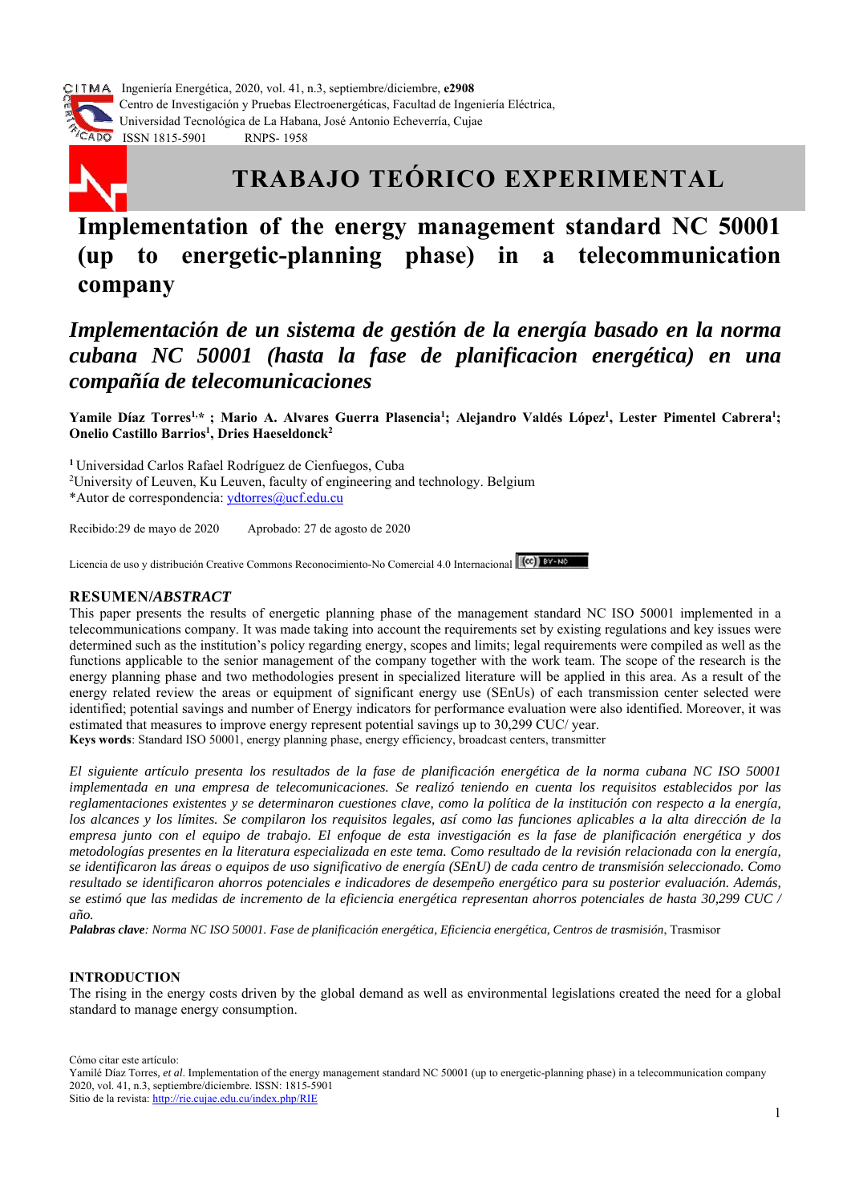# TRABAJO TEÓRICO EXPERIMENTAL

# Implementation of the energy management standard NC 50001 (up to energetic-planning phase) in a telecommunication company

## *Implementación de un sistema de gestión de la energía basado en la norma cubana NC 50001 (hasta la fase de planificacion energética) en una compañía de telecomunicaciones*

**Yamile Díaz Torres[1,*] ; Mario A. Alvares Guerra Plasencia[1]; Alejandro Valdés López[1], Lester Pimentel Cabrera[1]; Onelio Castillo Barrios[1], Dries Haeseldonck[2]**

[1] Universidad Carlos Rafael Rodríguez de Cienfuegos, Cuba
[2] University of Leuven, Ku Leuven, faculty of engineering and technology. Belgium
*Autor de correspondencia: ydtorres@ucf.edu.cu

Recibido:29 de mayo de 2020 Aprobado: 27 de agosto de 2020

Licencia de uso y distribución Creative Commons Reconocimiento-No Comercial 4.0 Internacional

### RESUMEN/*ABSTRACT*

This paper presents the results of energetic planning phase of the management standard NC ISO 50001 implemented in a telecommunications company. It was made taking into account the requirements set by existing regulations and key issues were determined such as the institution's policy regarding energy, scopes and limits; legal requirements were compiled as well as the functions applicable to the senior management of the company together with the work team. The scope of the research is the energy planning phase and two methodologies present in specialized literature will be applied in this area. As a result of the energy related review the areas or equipment of significant energy use (SEnUs) of each transmission center selected were identified; potential savings and number of Energy indicators for performance evaluation were also identified. Moreover, it was estimated that measures to improve energy represent potential savings up to 30,299 CUC/ year.

**Keys words**: Standard ISO 50001, energy planning phase, energy efficiency, broadcast centers, transmitter

*El siguiente artículo presenta los resultados de la fase de planificación energética de la norma cubana NC ISO 50001 implementada en una empresa de telecomunicaciones. Se realizó teniendo en cuenta los requisitos establecidos por las reglamentaciones existentes y se determinaron cuestiones clave, como la política de la institución con respecto a la energía, los alcances y los límites. Se compilaron los requisitos legales, así como las funciones aplicables a la alta dirección de la empresa junto con el equipo de trabajo. El enfoque de esta investigación es la fase de planificación energética y dos metodologías presentes en la literatura especializada en este tema. Como resultado de la revisión relacionada con la energía, se identificaron las áreas o equipos de uso significativo de energía (SEnU) de cada centro de transmisión seleccionado. Como resultado se identificaron ahorros potenciales e indicadores de desempeño energético para su posterior evaluación. Además, se estimó que las medidas de incremento de la eficiencia energética representan ahorros potenciales de hasta 30,299 CUC / año.*

***Palabras clave****: Norma NC ISO 50001. Fase de planificación energética, Eficiencia energética, Centros de trasmisión*, Trasmisor

### INTRODUCTION

The rising in the energy costs driven by the global demand as well as environmental legislations created the need for a global standard to manage energy consumption.

Cómo citar este artículo:
Yamilé Díaz Torres, *et al*. Implementation of the energy management standard NC 50001 (up to energetic-planning phase) in a telecommunication company 2020, vol. 41, n.3, septiembre/diciembre. ISSN: 1815-5901
Sitio de la revista: http://rie.cujae.edu.cu/index.php/RIE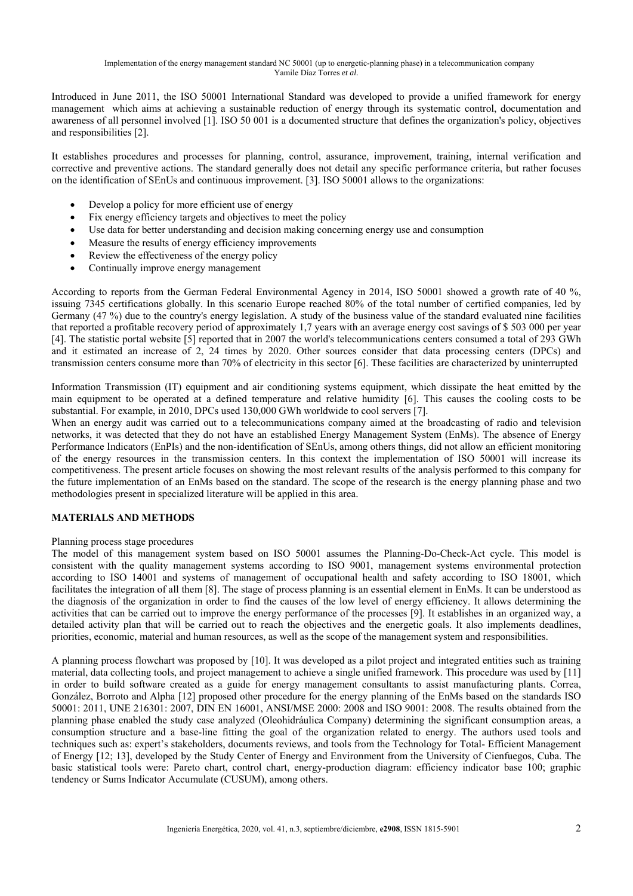Introduced in June 2011, the ISO 50001 International Standard was developed to provide a unified framework for energy management which aims at achieving a sustainable reduction of energy through its systematic control, documentation and awareness of all personnel involved [1]. ISO 50 001 is a documented structure that defines the organization's policy, objectives and responsibilities [2].

It establishes procedures and processes for planning, control, assurance, improvement, training, internal verification and corrective and preventive actions. The standard generally does not detail any specific performance criteria, but rather focuses on the identification of SEnUs and continuous improvement. [3]. ISO 50001 allows to the organizations:

- Develop a policy for more efficient use of energy
- Fix energy efficiency targets and objectives to meet the policy
- Use data for better understanding and decision making concerning energy use and consumption
- Measure the results of energy efficiency improvements
- Review the effectiveness of the energy policy
- Continually improve energy management

According to reports from the German Federal Environmental Agency in 2014, ISO 50001 showed a growth rate of 40 %, issuing 7345 certifications globally. In this scenario Europe reached 80% of the total number of certified companies, led by Germany (47 %) due to the country's energy legislation. A study of the business value of the standard evaluated nine facilities that reported a profitable recovery period of approximately 1,7 years with an average energy cost savings of $ 503 000 per year [4]. The statistic portal website [5] reported that in 2007 the world's telecommunications centers consumed a total of 293 GWh and it estimated an increase of 2, 24 times by 2020. Other sources consider that data processing centers (DPCs) and transmission centers consume more than 70% of electricity in this sector [6]. These facilities are characterized by uninterrupted

Information Transmission (IT) equipment and air conditioning systems equipment, which dissipate the heat emitted by the main equipment to be operated at a defined temperature and relative humidity [6]. This causes the cooling costs to be substantial. For example, in 2010, DPCs used 130,000 GWh worldwide to cool servers [7].

When an energy audit was carried out to a telecommunications company aimed at the broadcasting of radio and television networks, it was detected that they do not have an established Energy Management System (EnMs). The absence of Energy Performance Indicators (EnPIs) and the non-identification of SEnUs, among others things, did not allow an efficient monitoring of the energy resources in the transmission centers. In this context the implementation of ISO 50001 will increase its competitiveness. The present article focuses on showing the most relevant results of the analysis performed to this company for the future implementation of an EnMs based on the standard. The scope of the research is the energy planning phase and two methodologies present in specialized literature will be applied in this area.

## MATERIALS AND METHODS

### Planning process stage procedures

The model of this management system based on ISO 50001 assumes the Planning-Do-Check-Act cycle. This model is consistent with the quality management systems according to ISO 9001, management systems environmental protection according to ISO 14001 and systems of management of occupational health and safety according to ISO 18001, which facilitates the integration of all them [8]. The stage of process planning is an essential element in EnMs. It can be understood as the diagnosis of the organization in order to find the causes of the low level of energy efficiency. It allows determining the activities that can be carried out to improve the energy performance of the processes [9]. It establishes in an organized way, a detailed activity plan that will be carried out to reach the objectives and the energetic goals. It also implements deadlines, priorities, economic, material and human resources, as well as the scope of the management system and responsibilities.

A planning process flowchart was proposed by [10]. It was developed as a pilot project and integrated entities such as training material, data collecting tools, and project management to achieve a single unified framework. This procedure was used by [11] in order to build software created as a guide for energy management consultants to assist manufacturing plants. Correa, González, Borroto and Alpha [12] proposed other procedure for the energy planning of the EnMs based on the standards ISO 50001: 2011, UNE 216301: 2007, DIN EN 16001, ANSI/MSE 2000: 2008 and ISO 9001: 2008. The results obtained from the planning phase enabled the study case analyzed (Oleohidráulica Company) determining the significant consumption areas, a consumption structure and a base-line fitting the goal of the organization related to energy. The authors used tools and techniques such as: expert's stakeholders, documents reviews, and tools from the Technology for Total- Efficient Management of Energy [12; 13], developed by the Study Center of Energy and Environment from the University of Cienfuegos, Cuba. The basic statistical tools were: Pareto chart, control chart, energy-production diagram: efficiency indicator base 100; graphic tendency or Sums Indicator Accumulate (CUSUM), among others.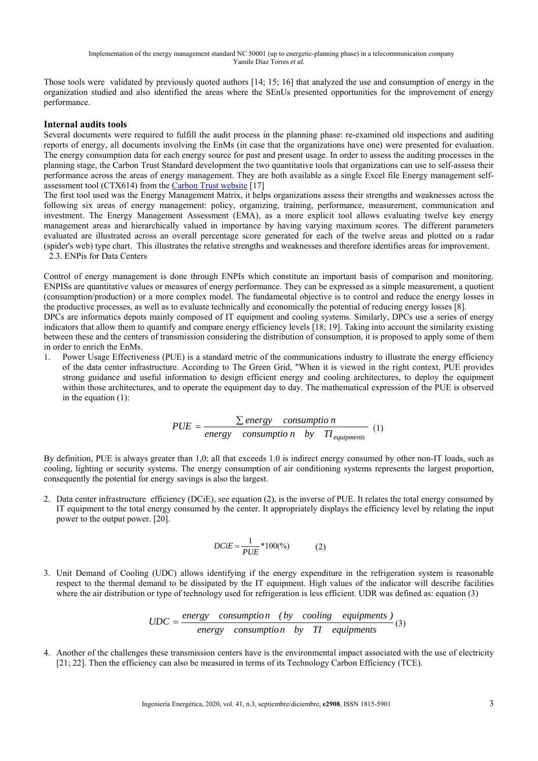Those tools were validated by previously quoted authors [14; 15; 16] that analyzed the use and consumption of energy in the organization studied and also identified the areas where the SEnUs presented opportunities for the improvement of energy performance.

### Internal audits tools

Several documents were required to fulfill the audit process in the planning phase: re-examined old inspections and auditing reports of energy, all documents involving the EnMs (in case that the organizations have one) were presented for evaluation. The energy consumption data for each energy source for past and present usage. In order to assess the auditing processes in the planning stage, the Carbon Trust Standard development the two quantitative tools that organizations can use to self-assess their performance across the areas of energy management. They are both available as a single Excel file Energy management self-assessment tool (CTX614) from the Carbon Trust website [17]

The first tool used was the Energy Management Matrix, it helps organizations assess their strengths and weaknesses across the following six areas of energy management: policy, organizing, training, performance, measurement, communication and investment. The Energy Management Assessment (EMA), as a more explicit tool allows evaluating twelve key energy management areas and hierarchically valued in importance by having varying maximum scores. The different parameters evaluated are illustrated across an overall percentage score generated for each of the twelve areas and plotted on a radar (spider's web) type chart. This illustrates the relative strengths and weaknesses and therefore identifies areas for improvement.

2.3. ENPis for Data Centers

Control of energy management is done through ENPIs which constitute an important basis of comparison and monitoring. ENPISs are quantitative values or measures of energy performance. They can be expressed as a simple measurement, a quotient (consumption/production) or a more complex model. The fundamental objective is to control and reduce the energy losses in the productive processes, as well as to evaluate technically and economically the potential of reducing energy losses [8].

DPCs are informatics depots mainly composed of IT equipment and cooling systems. Similarly, DPCs use a series of energy indicators that allow them to quantify and compare energy efficiency levels [18; 19]. Taking into account the similarity existing between these and the centers of transmission considering the distribution of consumption, it is proposed to apply some of them in order to enrich the EnMs.

1. Power Usage Effectiveness (PUE) is a standard metric of the communications industry to illustrate the energy efficiency of the data center infrastructure. According to The Green Grid, "When it is viewed in the right context, PUE provides strong guidance and useful information to design efficient energy and cooling architectures, to deploy the equipment within those architectures, and to operate the equipment day to day. The mathematical expression of the PUE is observed in the equation (1):

$$PUE = \frac{\sum energy \quad consumption}{energy \quad consumption \quad by \quad TI_{equipments}} \quad (1)$$

By definition, PUE is always greater than 1,0; all that exceeds 1.0 is indirect energy consumed by other non-IT loads, such as cooling, lighting or security systems. The energy consumption of air conditioning systems represents the largest proportion, consequently the potential for energy savings is also the largest.

2. Data center infrastructure efficiency (DCiE), see equation (2), is the inverse of PUE. It relates the total energy consumed by IT equipment to the total energy consumed by the center. It appropriately displays the efficiency level by relating the input power to the output power. [20].

$$DCiE = \frac{1}{PUE} * 100(\%) \qquad (2)$$

3. Unit Demand of Cooling (UDC) allows identifying if the energy expenditure in the refrigeration system is reasonable respect to the thermal demand to be dissipated by the IT equipment. High values of the indicator will describe facilities where the air distribution or type of technology used for refrigeration is less efficient. UDR was defined as: equation (3)

$$UDC = \frac{energy \quad consumption \quad (by \quad cooling \quad equipments)}{energy \quad consumption \quad by \quad TI \quad equipments} \quad (3)$$

4. Another of the challenges these transmission centers have is the environmental impact associated with the use of electricity [21; 22]. Then the efficiency can also be measured in terms of its Technology Carbon Efficiency (TCE).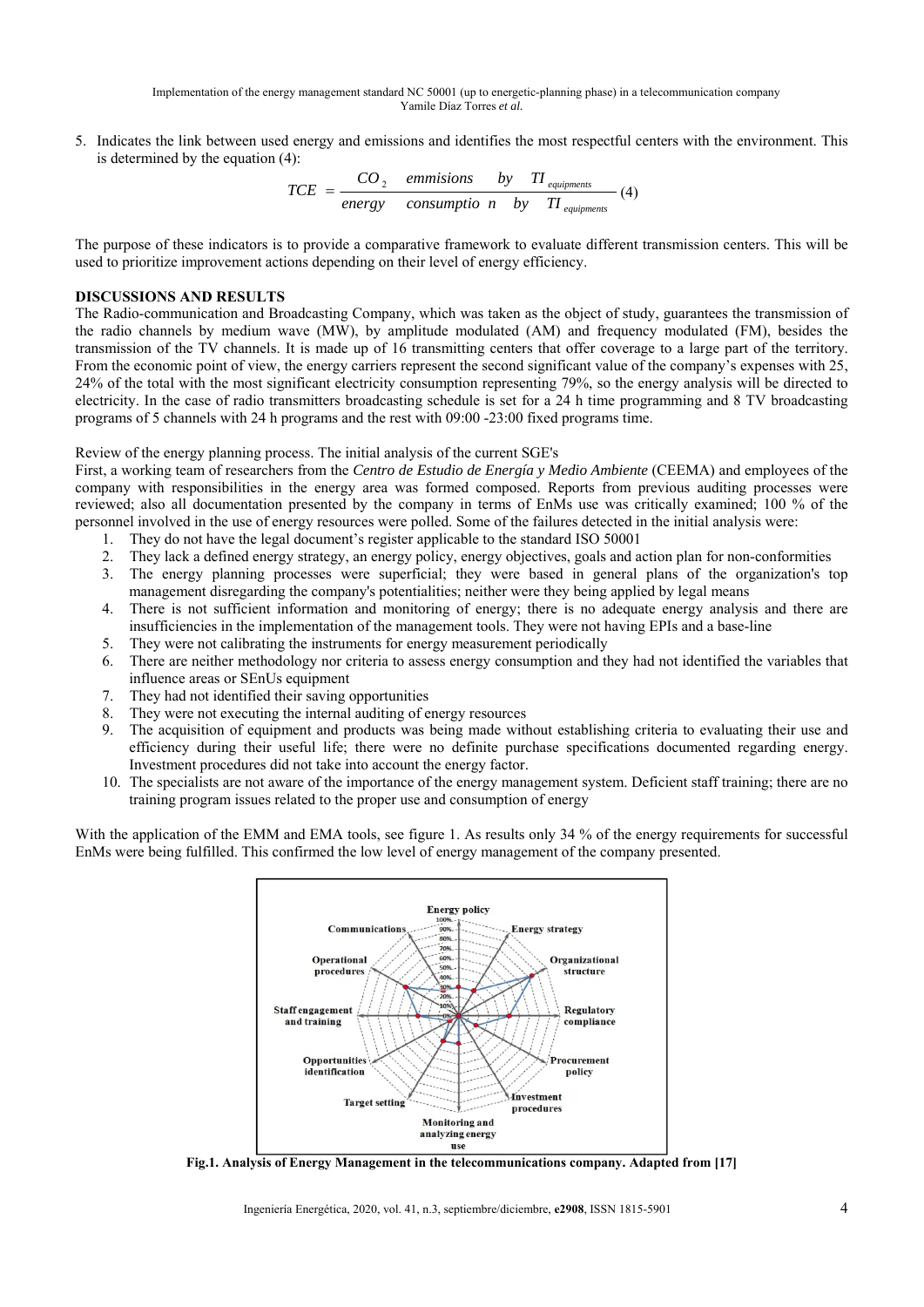5. Indicates the link between used energy and emissions and identifies the most respectful centers with the environment. This is determined by the equation (4):

$$TCE = \frac{CO_2 \quad emmisions \quad by \quad TI_{equipments}}{energy \quad consumptio\ n \quad by \quad TI_{equipments}} \quad (4)$$

The purpose of these indicators is to provide a comparative framework to evaluate different transmission centers. This will be used to prioritize improvement actions depending on their level of energy efficiency.

## DISCUSSIONS AND RESULTS

The Radio-communication and Broadcasting Company, which was taken as the object of study, guarantees the transmission of the radio channels by medium wave (MW), by amplitude modulated (AM) and frequency modulated (FM), besides the transmission of the TV channels. It is made up of 16 transmitting centers that offer coverage to a large part of the territory. From the economic point of view, the energy carriers represent the second significant value of the company's expenses with 25, 24% of the total with the most significant electricity consumption representing 79%, so the energy analysis will be directed to electricity. In the case of radio transmitters broadcasting schedule is set for a 24 h time programming and 8 TV broadcasting programs of 5 channels with 24 h programs and the rest with 09:00 -23:00 fixed programs time.

Review of the energy planning process. The initial analysis of the current SGE's

First, a working team of researchers from the *Centro de Estudio de Energía y Medio Ambiente* (CEEMA) and employees of the company with responsibilities in the energy area was formed composed. Reports from previous auditing processes were reviewed; also all documentation presented by the company in terms of EnMs use was critically examined; 100 % of the personnel involved in the use of energy resources were polled. Some of the failures detected in the initial analysis were:

1. They do not have the legal document's register applicable to the standard ISO 50001
2. They lack a defined energy strategy, an energy policy, energy objectives, goals and action plan for non-conformities
3. The energy planning processes were superficial; they were based in general plans of the organization's top management disregarding the company's potentialities; neither were they being applied by legal means
4. There is not sufficient information and monitoring of energy; there is no adequate energy analysis and there are insufficiencies in the implementation of the management tools. They were not having EPIs and a base-line
5. They were not calibrating the instruments for energy measurement periodically
6. There are neither methodology nor criteria to assess energy consumption and they had not identified the variables that influence areas or SEnUs equipment
7. They had not identified their saving opportunities
8. They were not executing the internal auditing of energy resources
9. The acquisition of equipment and products was being made without establishing criteria to evaluating their use and efficiency during their useful life; there were no definite purchase specifications documented regarding energy. Investment procedures did not take into account the energy factor.
10. The specialists are not aware of the importance of the energy management system. Deficient staff training; there are no training program issues related to the proper use and consumption of energy

With the application of the EMM and EMA tools, see figure 1. As results only 34 % of the energy requirements for successful EnMs were being fulfilled. This confirmed the low level of energy management of the company presented.

**Fig.1. Analysis of Energy Management in the telecommunications company. Adapted from [17]**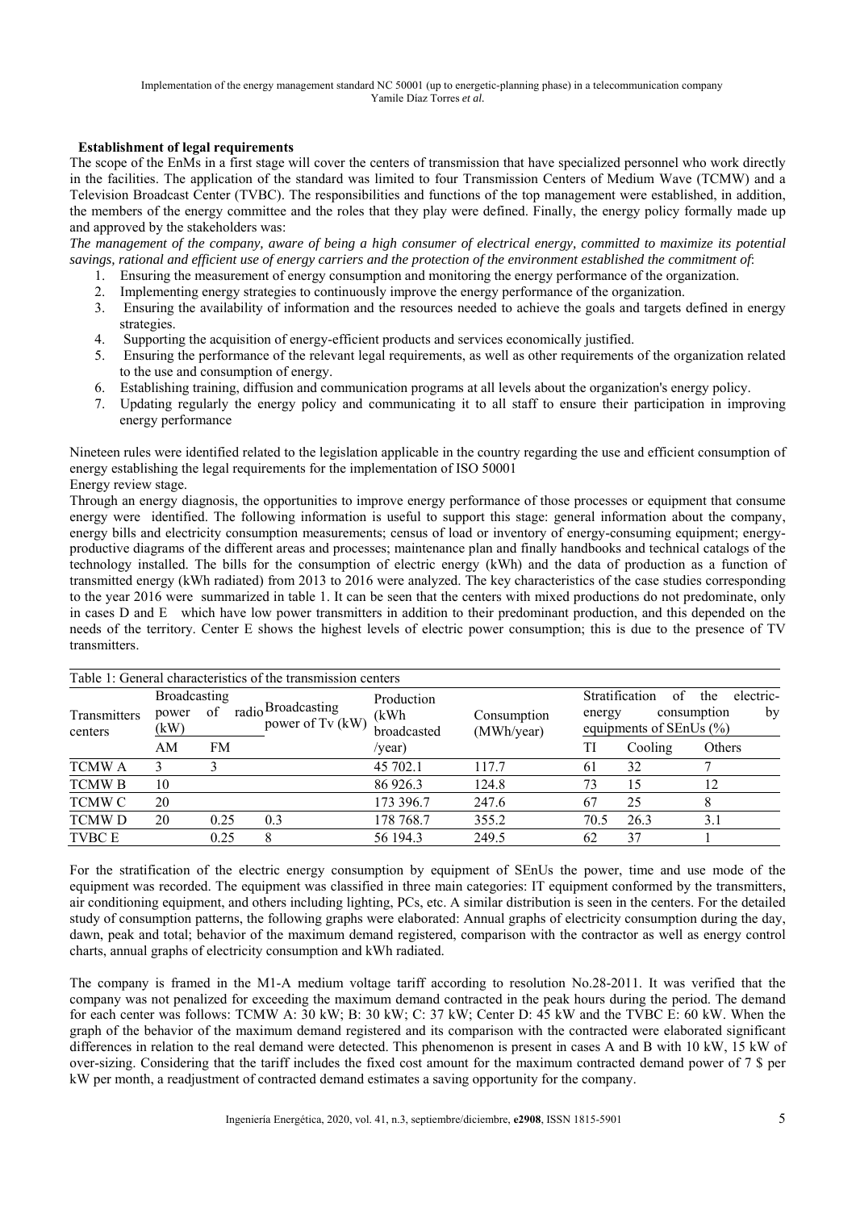**Establishment of legal requirements**

The scope of the EnMs in a first stage will cover the centers of transmission that have specialized personnel who work directly in the facilities. The application of the standard was limited to four Transmission Centers of Medium Wave (TCMW) and a Television Broadcast Center (TVBC). The responsibilities and functions of the top management were established, in addition, the members of the energy committee and the roles that they play were defined. Finally, the energy policy formally made up and approved by the stakeholders was:

*The management of the company, aware of being a high consumer of electrical energy, committed to maximize its potential savings, rational and efficient use of energy carriers and the protection of the environment established the commitment of*:

1. Ensuring the measurement of energy consumption and monitoring the energy performance of the organization.
2. Implementing energy strategies to continuously improve the energy performance of the organization.
3. Ensuring the availability of information and the resources needed to achieve the goals and targets defined in energy strategies.
4. Supporting the acquisition of energy-efficient products and services economically justified.
5. Ensuring the performance of the relevant legal requirements, as well as other requirements of the organization related to the use and consumption of energy.
6. Establishing training, diffusion and communication programs at all levels about the organization's energy policy.
7. Updating regularly the energy policy and communicating it to all staff to ensure their participation in improving energy performance

Nineteen rules were identified related to the legislation applicable in the country regarding the use and efficient consumption of energy establishing the legal requirements for the implementation of ISO 50001

Energy review stage.

Through an energy diagnosis, the opportunities to improve energy performance of those processes or equipment that consume energy were identified. The following information is useful to support this stage: general information about the company, energy bills and electricity consumption measurements; census of load or inventory of energy-consuming equipment; energy-productive diagrams of the different areas and processes; maintenance plan and finally handbooks and technical catalogs of the technology installed. The bills for the consumption of electric energy (kWh) and the data of production as a function of transmitted energy (kWh radiated) from 2013 to 2016 were analyzed. The key characteristics of the case studies corresponding to the year 2016 were summarized in table 1. It can be seen that the centers with mixed productions do not predominate, only in cases D and E which have low power transmitters in addition to their predominant production, and this depended on the needs of the territory. Center E shows the highest levels of electric power consumption; this is due to the presence of TV transmitters.

Table 1: General characteristics of the transmission centers

| Transmitters centers | Broadcasting power of radio (kW) | | Broadcasting power of Tv (kW) | Production (kWh broadcasted /year) | Consumption (MWh/year) | Stratification of the electric-energy consumption by equipments of SEnUs (%) | | |
|---|---|---|---|---|---|---|---|---|
| | AM | FM | | | | TI | Cooling | Others |
| TCMW A | 3 | 3 | | 45 702.1 | 117.7 | 61 | 32 | 7 |
| TCMW B | 10 | | | 86 926.3 | 124.8 | 73 | 15 | 12 |
| TCMW C | 20 | | | 173 396.7 | 247.6 | 67 | 25 | 8 |
| TCMW D | 20 | 0.25 | 0.3 | 178 768.7 | 355.2 | 70.5 | 26.3 | 3.1 |
| TVBC E | | 0.25 | 8 | 56 194.3 | 249.5 | 62 | 37 | 1 |

For the stratification of the electric energy consumption by equipment of SEnUs the power, time and use mode of the equipment was recorded. The equipment was classified in three main categories: IT equipment conformed by the transmitters, air conditioning equipment, and others including lighting, PCs, etc. A similar distribution is seen in the centers. For the detailed study of consumption patterns, the following graphs were elaborated: Annual graphs of electricity consumption during the day, dawn, peak and total; behavior of the maximum demand registered, comparison with the contractor as well as energy control charts, annual graphs of electricity consumption and kWh radiated.

The company is framed in the M1-A medium voltage tariff according to resolution No.28-2011. It was verified that the company was not penalized for exceeding the maximum demand contracted in the peak hours during the period. The demand for each center was follows: TCMW A: 30 kW; B: 30 kW; C: 37 kW; Center D: 45 kW and the TVBC E: 60 kW. When the graph of the behavior of the maximum demand registered and its comparison with the contracted were elaborated significant differences in relation to the real demand were detected. This phenomenon is present in cases A and B with 10 kW, 15 kW of over-sizing. Considering that the tariff includes the fixed cost amount for the maximum contracted demand power of 7 $ per kW per month, a readjustment of contracted demand estimates a saving opportunity for the company.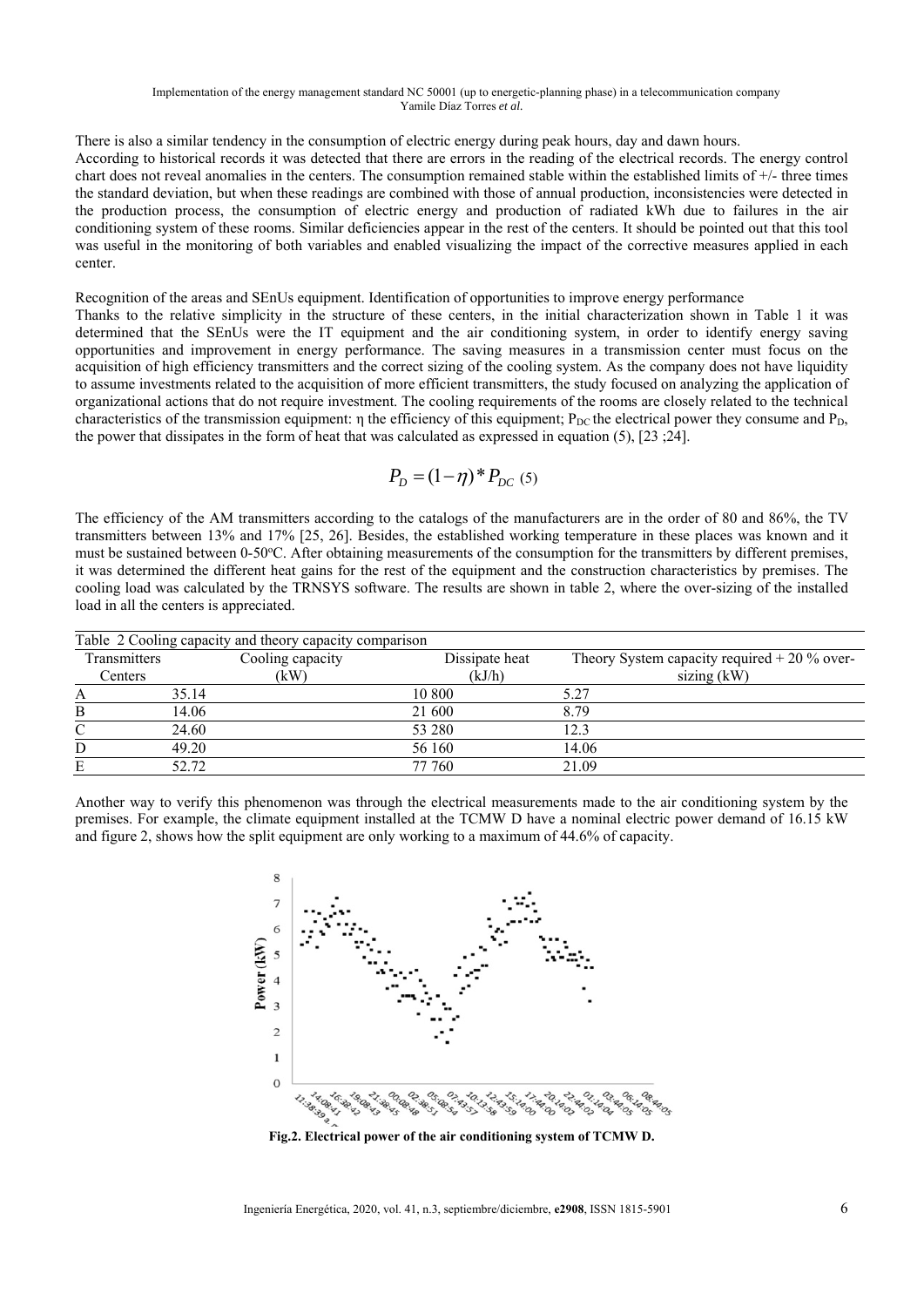There is also a similar tendency in the consumption of electric energy during peak hours, day and dawn hours.

According to historical records it was detected that there are errors in the reading of the electrical records. The energy control chart does not reveal anomalies in the centers. The consumption remained stable within the established limits of +/- three times the standard deviation, but when these readings are combined with those of annual production, inconsistencies were detected in the production process, the consumption of electric energy and production of radiated kWh due to failures in the air conditioning system of these rooms. Similar deficiencies appear in the rest of the centers. It should be pointed out that this tool was useful in the monitoring of both variables and enabled visualizing the impact of the corrective measures applied in each center.

Recognition of the areas and SEnUs equipment. Identification of opportunities to improve energy performance

Thanks to the relative simplicity in the structure of these centers, in the initial characterization shown in Table 1 it was determined that the SEnUs were the IT equipment and the air conditioning system, in order to identify energy saving opportunities and improvement in energy performance. The saving measures in a transmission center must focus on the acquisition of high efficiency transmitters and the correct sizing of the cooling system. As the company does not have liquidity to assume investments related to the acquisition of more efficient transmitters, the study focused on analyzing the application of organizational actions that do not require investment. The cooling requirements of the rooms are closely related to the technical characteristics of the transmission equipment: η the efficiency of this equipment; $P_{DC}$ the electrical power they consume and $P_D$, the power that dissipates in the form of heat that was calculated as expressed in equation (5), [23 ;24].

$$P_D = (1-\eta) * P_{DC} \quad (5)$$

The efficiency of the AM transmitters according to the catalogs of the manufacturers are in the order of 80 and 86%, the TV transmitters between 13% and 17% [25, 26]. Besides, the established working temperature in these places was known and it must be sustained between 0-50ºC. After obtaining measurements of the consumption for the transmitters by different premises, it was determined the different heat gains for the rest of the equipment and the construction characteristics by premises. The cooling load was calculated by the TRNSYS software. The results are shown in table 2, where the over-sizing of the installed load in all the centers is appreciated.

Table 2 Cooling capacity and theory capacity comparison

| Transmitters Centers | Cooling capacity (kW) | Dissipate heat (kJ/h) | Theory System capacity required + 20 % over-sizing (kW) |
|---|---|---|---|
| A | 35.14 | 10 800 | 5.27 |
| B | 14.06 | 21 600 | 8.79 |
| C | 24.60 | 53 280 | 12.3 |
| D | 49.20 | 56 160 | 14.06 |
| E | 52.72 | 77 760 | 21.09 |

Another way to verify this phenomenon was through the electrical measurements made to the air conditioning system by the premises. For example, the climate equipment installed at the TCMW D have a nominal electric power demand of 16.15 kW and figure 2, shows how the split equipment are only working to a maximum of 44.6% of capacity.

**Fig.2. Electrical power of the air conditioning system of TCMW D.**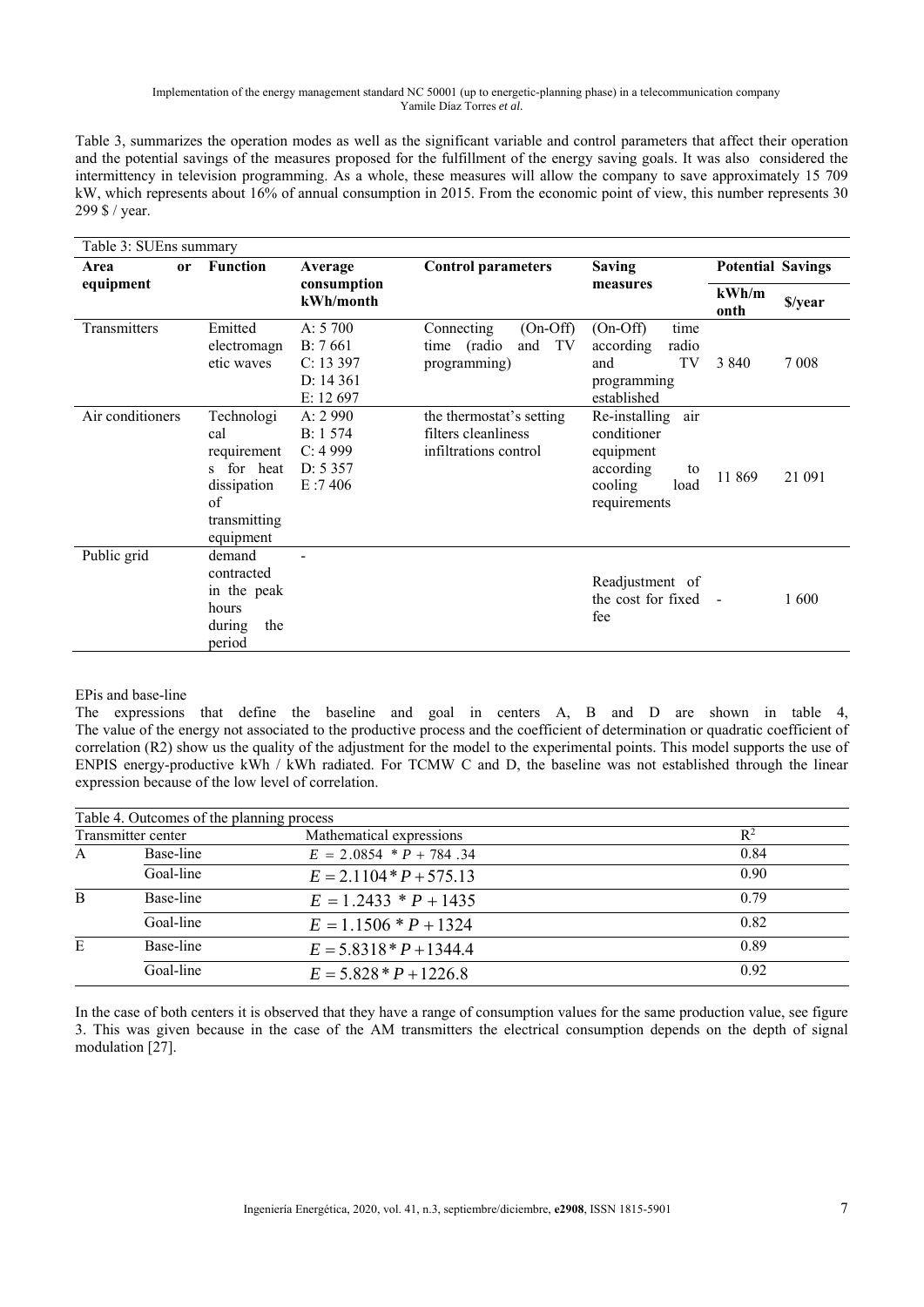Table 3, summarizes the operation modes as well as the significant variable and control parameters that affect their operation and the potential savings of the measures proposed for the fulfillment of the energy saving goals. It was also considered the intermittency in television programming. As a whole, these measures will allow the company to save approximately 15 709 kW, which represents about 16% of annual consumption in 2015. From the economic point of view, this number represents 30 299 $ / year.

Table 3: SUEns summary

| Area or equipment | Function | Average consumption kWh/month | Control parameters | Saving measures | Potential Savings | |
|---|---|---|---|---|---|---|
| | | | | | kWh/month | $/year |
| Transmitters | Emitted electromagnetic waves | A: 5 700<br>B: 7 661<br>C: 13 397<br>D: 14 361<br>E: 12 697 | Connecting (On-Off) time (radio and TV programming) | (On-Off) time according radio and TV programming established | 3 840 | 7 008 |
| Air conditioners | Technological requirements for heat dissipation of transmitting equipment | A: 2 990<br>B: 1 574<br>C: 4 999<br>D: 5 357<br>E :7 406 | the thermostat's setting<br>filters cleanliness<br>infiltrations control | Re-installing air conditioner equipment according to cooling load requirements | 11 869 | 21 091 |
| Public grid | demand contracted in the peak hours during the period | - | | Readjustment of the cost for fixed fee | - | 1 600 |

EPis and base-line

The expressions that define the baseline and goal in centers A, B and D are shown in table 4, The value of the energy not associated to the productive process and the coefficient of determination or quadratic coefficient of correlation (R2) show us the quality of the adjustment for the model to the experimental points. This model supports the use of ENPIS energy-productive kWh / kWh radiated. For TCMW C and D, the baseline was not established through the linear expression because of the low level of correlation.

Table 4. Outcomes of the planning process

| Transmitter center | | Mathematical expressions | $R^2$ |
|---|---|---|---|
| A | Base-line | $E = 2.0854 * P + 784.34$ | 0.84 |
| | Goal-line | $E = 2.1104 * P + 575.13$ | 0.90 |
| B | Base-line | $E = 1.2433 * P + 1435$ | 0.79 |
| | Goal-line | $E = 1.1506 * P + 1324$ | 0.82 |
| E | Base-line | $E = 5.8318 * P + 1344.4$ | 0.89 |
| | Goal-line | $E = 5.828 * P + 1226.8$ | 0.92 |

In the case of both centers it is observed that they have a range of consumption values for the same production value, see figure 3. This was given because in the case of the AM transmitters the electrical consumption depends on the depth of signal modulation [27].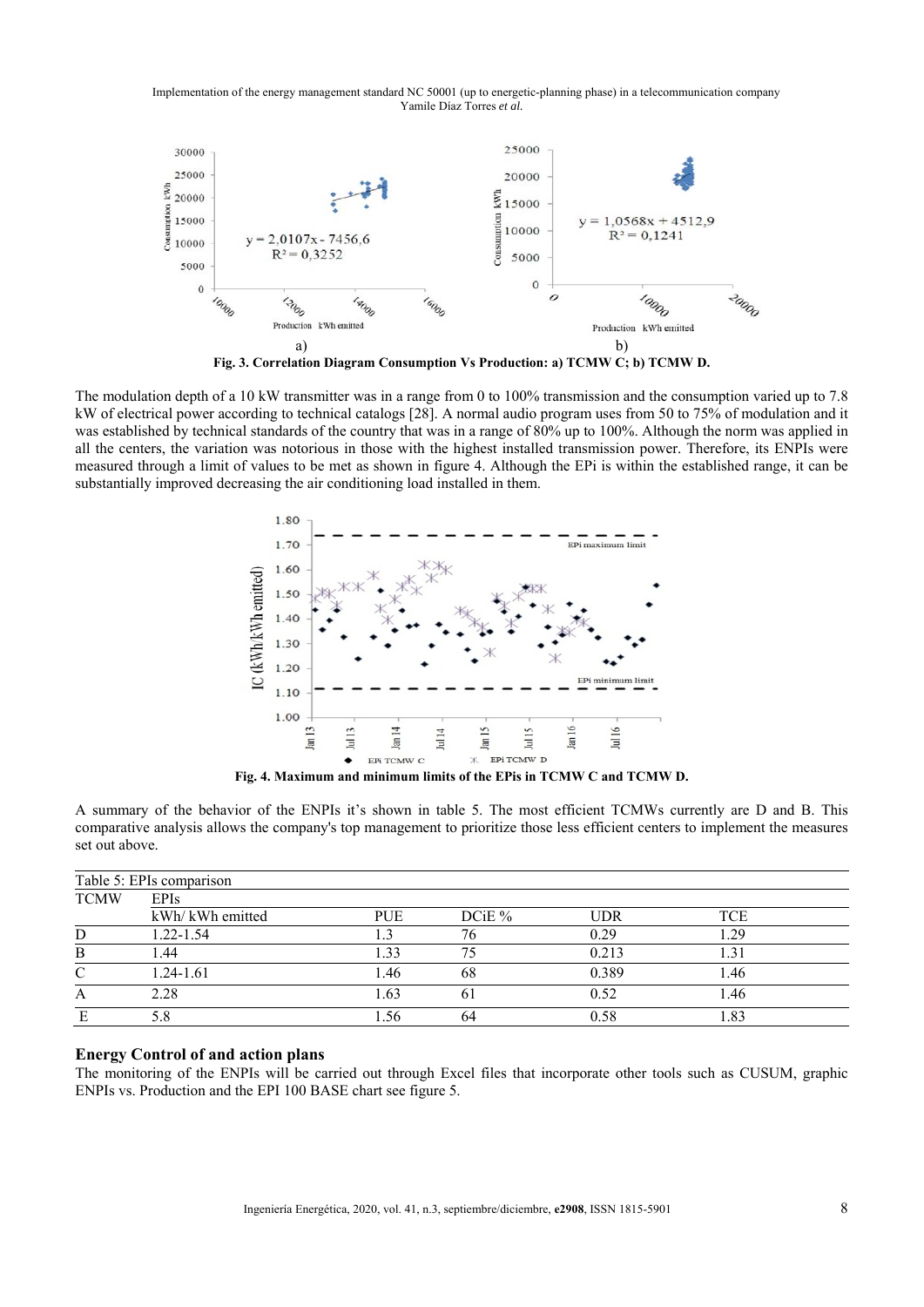Fig. 3. Correlation Diagram Consumption Vs Production: a) TCMW C; b) TCMW D.

The modulation depth of a 10 kW transmitter was in a range from 0 to 100% transmission and the consumption varied up to 7.8 kW of electrical power according to technical catalogs [28]. A normal audio program uses from 50 to 75% of modulation and it was established by technical standards of the country that was in a range of 80% up to 100%. Although the norm was applied in all the centers, the variation was notorious in those with the highest installed transmission power. Therefore, its ENPIs were measured through a limit of values to be met as shown in figure 4. Although the EPi is within the established range, it can be substantially improved decreasing the air conditioning load installed in them.

Fig. 4. Maximum and minimum limits of the EPis in TCMW C and TCMW D.

A summary of the behavior of the ENPIs it's shown in table 5. The most efficient TCMWs currently are D and B. This comparative analysis allows the company's top management to prioritize those less efficient centers to implement the measures set out above.

Table 5: EPIs comparison

| TCMW | EPIs | | | | |
|---|---|---|---|---|---|
| | kWh/ kWh emitted | PUE | DCiE % | UDR | TCE |
| D | 1.22-1.54 | 1.3 | 76 | 0.29 | 1.29 |
| B | 1.44 | 1.33 | 75 | 0.213 | 1.31 |
| C | 1.24-1.61 | 1.46 | 68 | 0.389 | 1.46 |
| A | 2.28 | 1.63 | 61 | 0.52 | 1.46 |
| E | 5.8 | 1.56 | 64 | 0.58 | 1.83 |

## Energy Control of and action plans

The monitoring of the ENPIs will be carried out through Excel files that incorporate other tools such as CUSUM, graphic ENPIs vs. Production and the EPI 100 BASE chart see figure 5.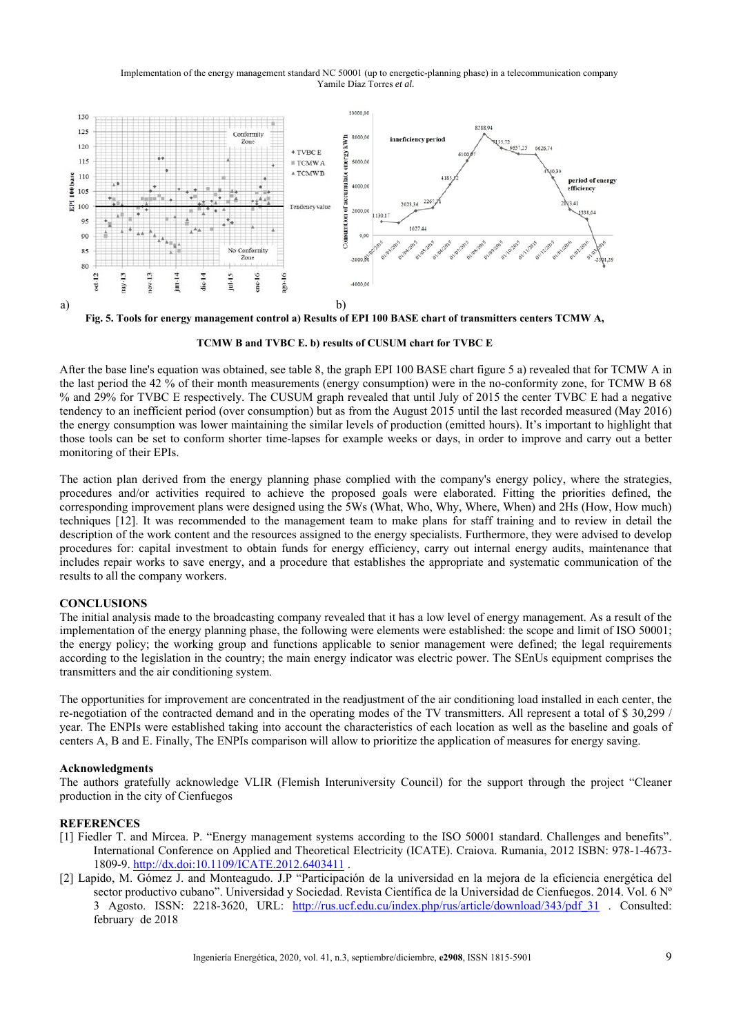a) b)

**Fig. 5. Tools for energy management control a) Results of EPI 100 BASE chart of transmitters centers TCMW A, TCMW B and TVBC E. b) results of CUSUM chart for TVBC E**

After the base line's equation was obtained, see table 8, the graph EPI 100 BASE chart figure 5 a) revealed that for TCMW A in the last period the 42 % of their month measurements (energy consumption) were in the no-conformity zone, for TCMW B 68 % and 29% for TVBC E respectively. The CUSUM graph revealed that until July of 2015 the center TVBC E had a negative tendency to an inefficient period (over consumption) but as from the August 2015 until the last recorded measured (May 2016) the energy consumption was lower maintaining the similar levels of production (emitted hours). It's important to highlight that those tools can be set to conform shorter time-lapses for example weeks or days, in order to improve and carry out a better monitoring of their EPIs.

The action plan derived from the energy planning phase complied with the company's energy policy, where the strategies, procedures and/or activities required to achieve the proposed goals were elaborated. Fitting the priorities defined, the corresponding improvement plans were designed using the 5Ws (What, Who, Why, Where, When) and 2Hs (How, How much) techniques [12]. It was recommended to the management team to make plans for staff training and to review in detail the description of the work content and the resources assigned to the energy specialists. Furthermore, they were advised to develop procedures for: capital investment to obtain funds for energy efficiency, carry out internal energy audits, maintenance that includes repair works to save energy, and a procedure that establishes the appropriate and systematic communication of the results to all the company workers.

## CONCLUSIONS

The initial analysis made to the broadcasting company revealed that it has a low level of energy management. As a result of the implementation of the energy planning phase, the following were elements were established: the scope and limit of ISO 50001; the energy policy; the working group and functions applicable to senior management were defined; the legal requirements according to the legislation in the country; the main energy indicator was electric power. The SEnUs equipment comprises the transmitters and the air conditioning system.

The opportunities for improvement are concentrated in the readjustment of the air conditioning load installed in each center, the re-negotiation of the contracted demand and in the operating modes of the TV transmitters. All represent a total of $ 30,299 / year. The ENPIs were established taking into account the characteristics of each location as well as the baseline and goals of centers A, B and E. Finally, The ENPIs comparison will allow to prioritize the application of measures for energy saving.

## Acknowledgments

The authors gratefully acknowledge VLIR (Flemish Interuniversity Council) for the support through the project "Cleaner production in the city of Cienfuegos

## REFERENCES

[1] Fiedler T. and Mircea. P. "Energy management systems according to the ISO 50001 standard. Challenges and benefits". International Conference on Applied and Theoretical Electricity (ICATE). Craiova. Rumania, 2012 ISBN: 978-1-4673-1809-9. http://dx.doi:10.1109/ICATE.2012.6403411 .

[2] Lapido, M. Gómez J. and Monteagudo. J.P "Participación de la universidad en la mejora de la eficiencia energética del sector productivo cubano". Universidad y Sociedad. Revista Científica de la Universidad de Cienfuegos. 2014. Vol. 6 Nº 3 Agosto. ISSN: 2218-3620, URL: http://rus.ucf.edu.cu/index.php/rus/article/download/343/pdf_31 . Consulted: february de 2018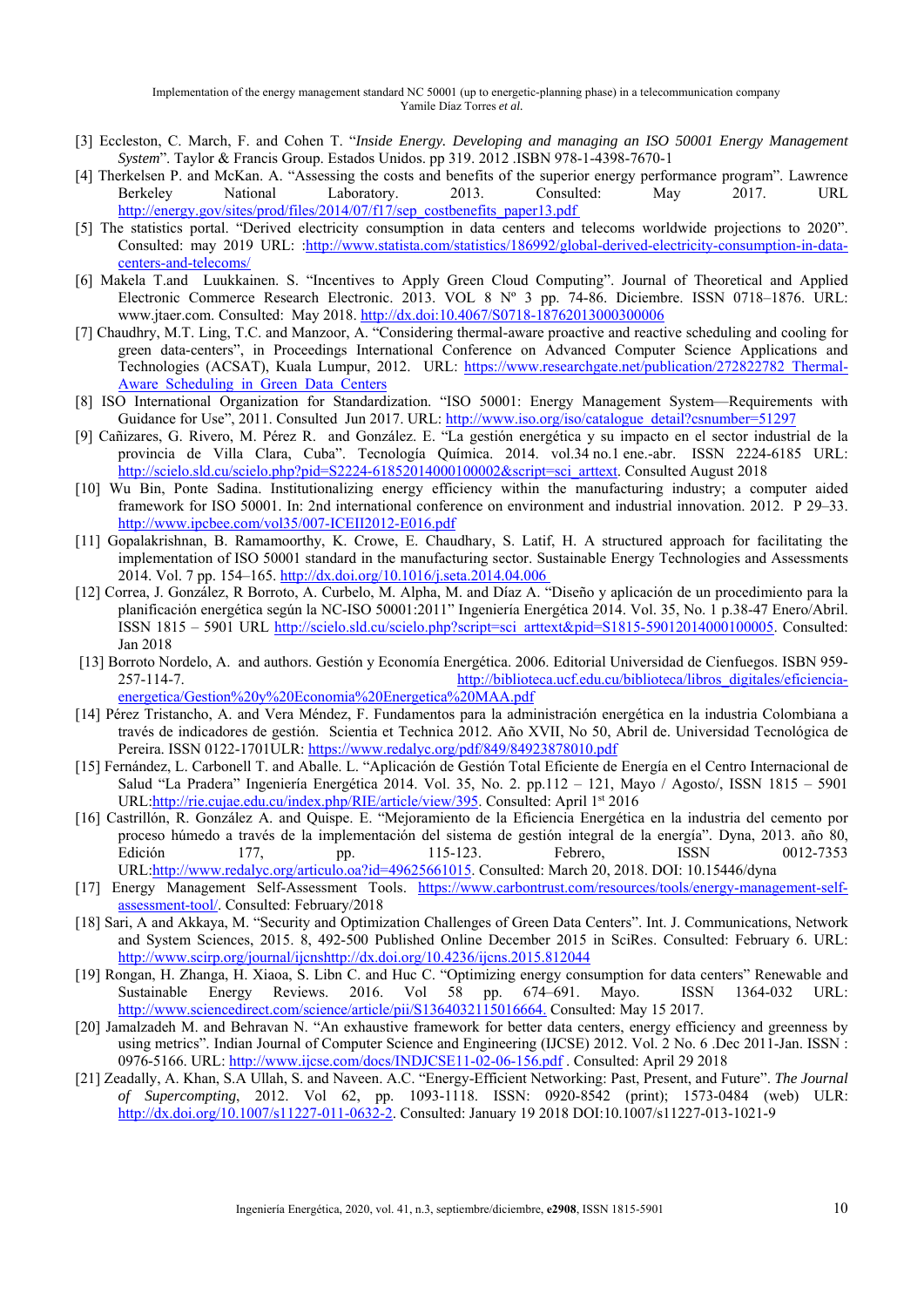[3] Eccleston, C. March, F. and Cohen T. "*Inside Energy. Developing and managing an ISO 50001 Energy Management System*". Taylor & Francis Group. Estados Unidos. pp 319. 2012 .ISBN 978-1-4398-7670-1

[4] Therkelsen P. and McKan. A. "Assessing the costs and benefits of the superior energy performance program". Lawrence Berkeley National Laboratory. 2013. Consulted: May 2017. URL http://energy.gov/sites/prod/files/2014/07/f17/sep_costbenefits_paper13.pdf

[5] The statistics portal. "Derived electricity consumption in data centers and telecoms worldwide projections to 2020". Consulted: may 2019 URL: :http://www.statista.com/statistics/186992/global-derived-electricity-consumption-in-data-centers-and-telecoms/

[6] Makela T.and Luukkainen. S. "Incentives to Apply Green Cloud Computing". Journal of Theoretical and Applied Electronic Commerce Research Electronic. 2013. VOL 8 Nº 3 pp. 74-86. Diciembre. ISSN 0718–1876. URL: www.jtaer.com. Consulted: May 2018. http://dx.doi:10.4067/S0718-18762013000300006

[7] Chaudhry, M.T. Ling, T.C. and Manzoor, A. "Considering thermal-aware proactive and reactive scheduling and cooling for green data-centers", in Proceedings International Conference on Advanced Computer Science Applications and Technologies (ACSAT), Kuala Lumpur, 2012. URL: https://www.researchgate.net/publication/272822782_Thermal-Aware_Scheduling_in_Green_Data_Centers

[8] ISO International Organization for Standardization. "ISO 50001: Energy Management System—Requirements with Guidance for Use", 2011. Consulted Jun 2017. URL: http://www.iso.org/iso/catalogue_detail?csnumber=51297

[9] Cañizares, G. Rivero, M. Pérez R. and González. E. "La gestión energética y su impacto en el sector industrial de la provincia de Villa Clara, Cuba". Tecnología Química. 2014. vol.34 no.1 ene.-abr. ISSN 2224-6185 URL: http://scielo.sld.cu/scielo.php?pid=S2224-61852014000100002&script=sci_arttext. Consulted August 2018

[10] Wu Bin, Ponte Sadina. Institutionalizing energy efficiency within the manufacturing industry; a computer aided framework for ISO 50001. In: 2nd international conference on environment and industrial innovation. 2012. P 29–33. http://www.ipcbee.com/vol35/007-ICEII2012-E016.pdf

[11] Gopalakrishnan, B. Ramamoorthy, K. Crowe, E. Chaudhary, S. Latif, H. A structured approach for facilitating the implementation of ISO 50001 standard in the manufacturing sector. Sustainable Energy Technologies and Assessments 2014. Vol. 7 pp. 154–165. http://dx.doi.org/10.1016/j.seta.2014.04.006

[12] Correa, J. González, R Borroto, A. Curbelo, M. Alpha, M. and Díaz A. "Diseño y aplicación de un procedimiento para la planificación energética según la NC-ISO 50001:2011" Ingeniería Energética 2014. Vol. 35, No. 1 p.38-47 Enero/Abril. ISSN 1815 – 5901 URL http://scielo.sld.cu/scielo.php?script=sci_arttext&pid=S1815-59012014000100005. Consulted: Jan 2018

[13] Borroto Nordelo, A. and authors. Gestión y Economía Energética. 2006. Editorial Universidad de Cienfuegos. ISBN 959-257-114-7. http://biblioteca.ucf.edu.cu/biblioteca/libros_digitales/eficiencia-energetica/Gestion%20y%20Economia%20Energetica%20MAA.pdf

[14] Pérez Tristancho, A. and Vera Méndez, F. Fundamentos para la administración energética en la industria Colombiana a través de indicadores de gestión. Scientia et Technica 2012. Año XVII, No 50, Abril de. Universidad Tecnológica de Pereira. ISSN 0122-1701ULR: https://www.redalyc.org/pdf/849/84923878010.pdf

[15] Fernández, L. Carbonell T. and Aballe. L. "Aplicación de Gestión Total Eficiente de Energía en el Centro Internacional de Salud "La Pradera" Ingeniería Energética 2014. Vol. 35, No. 2. pp.112 – 121, Mayo / Agosto/, ISSN 1815 – 5901 URL:http://rie.cujae.edu.cu/index.php/RIE/article/view/395. Consulted: April 1st 2016

[16] Castrillón, R. González A. and Quispe. E. "Mejoramiento de la Eficiencia Energética en la industria del cemento por proceso húmedo a través de la implementación del sistema de gestión integral de la energía". Dyna, 2013. año 80, Edición 177, pp. 115-123. Febrero, ISSN 0012-7353 URL:http://www.redalyc.org/articulo.oa?id=49625661015. Consulted: March 20, 2018. DOI: 10.15446/dyna

[17] Energy Management Self-Assessment Tools. https://www.carbontrust.com/resources/tools/energy-management-self-assessment-tool/. Consulted: February/2018

[18] Sari, A and Akkaya, M. "Security and Optimization Challenges of Green Data Centers". Int. J. Communications, Network and System Sciences, 2015. 8, 492-500 Published Online December 2015 in SciRes. Consulted: February 6. URL: http://www.scirp.org/journal/ijcnshttp://dx.doi.org/10.4236/ijcns.2015.812044

[19] Rongan, H. Zhanga, H. Xiaoa, S. Libn C. and Huc C. "Optimizing energy consumption for data centers" Renewable and Sustainable Energy Reviews. 2016. Vol 58 pp. 674–691. Mayo. ISSN 1364-032 URL: http://www.sciencedirect.com/science/article/pii/S1364032115016664. Consulted: May 15 2017.

[20] Jamalzadeh M. and Behravan N. "An exhaustive framework for better data centers, energy efficiency and greenness by using metrics". Indian Journal of Computer Science and Engineering (IJCSE) 2012. Vol. 2 No. 6 .Dec 2011-Jan. ISSN : 0976-5166. URL: http://www.ijcse.com/docs/INDJCSE11-02-06-156.pdf . Consulted: April 29 2018

[21] Zeadally, A. Khan, S.A Ullah, S. and Naveen. A.C. "Energy-Efficient Networking: Past, Present, and Future". *The Journal of Supercompting*, 2012. Vol 62, pp. 1093-1118. ISSN: 0920-8542 (print); 1573-0484 (web) ULR: http://dx.doi.org/10.1007/s11227-011-0632-2. Consulted: January 19 2018 DOI:10.1007/s11227-013-1021-9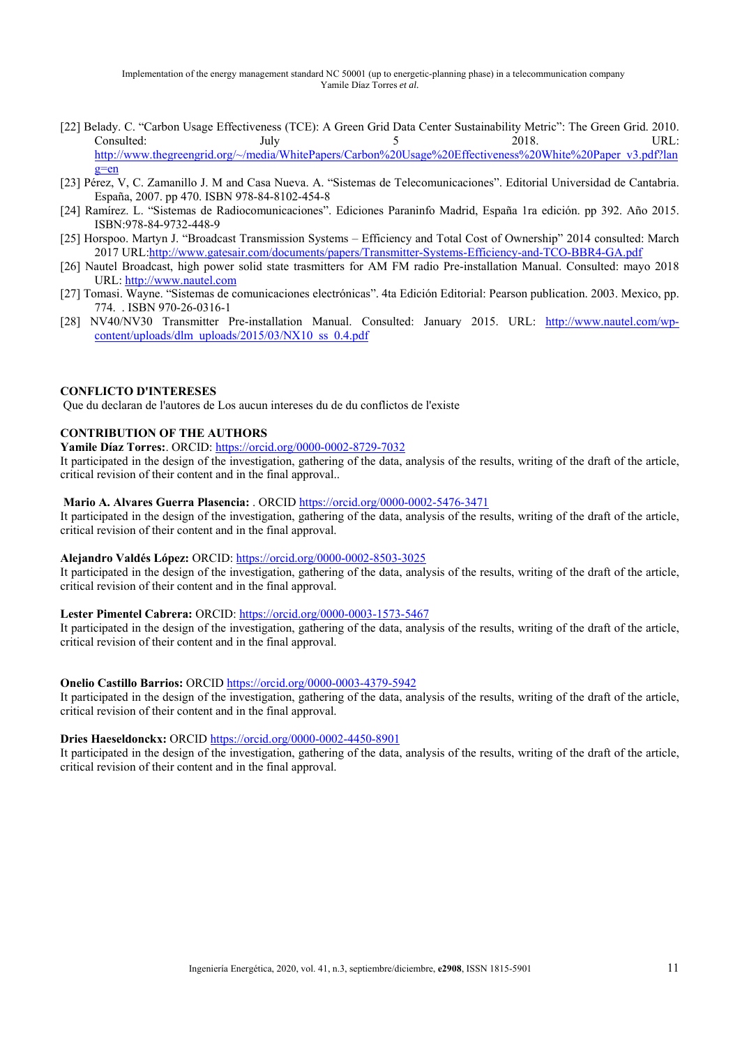[22] Belady. C. "Carbon Usage Effectiveness (TCE): A Green Grid Data Center Sustainability Metric": The Green Grid. 2010. Consulted: July 5 2018. URL: http://www.thegreengrid.org/~/media/WhitePapers/Carbon%20Usage%20Effectiveness%20White%20Paper_v3.pdf?lang=en

[23] Pérez, V, C. Zamanillo J. M and Casa Nueva. A. "Sistemas de Telecomunicaciones". Editorial Universidad de Cantabria. España, 2007. pp 470. ISBN 978-84-8102-454-8

[24] Ramírez. L. "Sistemas de Radiocomunicaciones". Ediciones Paraninfo Madrid, España 1ra edición. pp 392. Año 2015. ISBN:978-84-9732-448-9

[25] Horspoo. Martyn J. "Broadcast Transmission Systems – Efficiency and Total Cost of Ownership" 2014 consulted: March 2017 URL:http://www.gatesair.com/documents/papers/Transmitter-Systems-Efficiency-and-TCO-BBR4-GA.pdf

[26] Nautel Broadcast, high power solid state trasmitters for AM FM radio Pre-installation Manual. Consulted: mayo 2018 URL: http://www.nautel.com

[27] Tomasi. Wayne. "Sistemas de comunicaciones electrónicas". 4ta Edición Editorial: Pearson publication. 2003. Mexico, pp. 774. . ISBN 970-26-0316-1

[28] NV40/NV30 Transmitter Pre-installation Manual. Consulted: January 2015. URL: http://www.nautel.com/wp-content/uploads/dlm_uploads/2015/03/NX10_ss_0.4.pdf

**CONFLICTO D'INTERESES**

Que du declaran de l'autores de Los aucun intereses du de du conflictos de l'existe

**CONTRIBUTION OF THE AUTHORS**

**Yamile Díaz Torres:**. ORCID: https://orcid.org/0000-0002-8729-7032

It participated in the design of the investigation, gathering of the data, analysis of the results, writing of the draft of the article, critical revision of their content and in the final approval..

**Mario A. Alvares Guerra Plasencia:** . ORCID https://orcid.org/0000-0002-5476-3471

It participated in the design of the investigation, gathering of the data, analysis of the results, writing of the draft of the article, critical revision of their content and in the final approval.

**Alejandro Valdés López:** ORCID: https://orcid.org/0000-0002-8503-3025

It participated in the design of the investigation, gathering of the data, analysis of the results, writing of the draft of the article, critical revision of their content and in the final approval.

**Lester Pimentel Cabrera:** ORCID: https://orcid.org/0000-0003-1573-5467

It participated in the design of the investigation, gathering of the data, analysis of the results, writing of the draft of the article, critical revision of their content and in the final approval.

**Onelio Castillo Barrios:** ORCID https://orcid.org/0000-0003-4379-5942

It participated in the design of the investigation, gathering of the data, analysis of the results, writing of the draft of the article, critical revision of their content and in the final approval.

**Dries Haeseldonckx:** ORCID https://orcid.org/0000-0002-4450-8901

It participated in the design of the investigation, gathering of the data, analysis of the results, writing of the draft of the article, critical revision of their content and in the final approval.